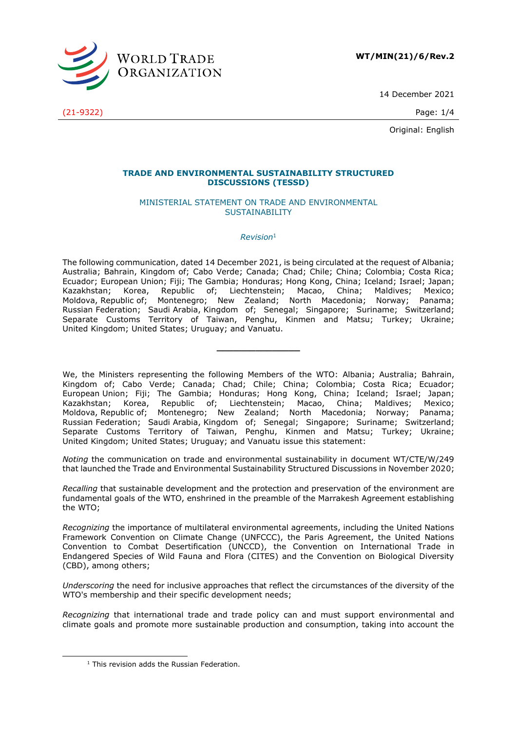WT/MIN(21)/6/Rev.2

14 December 2021

(21-9322)

Original: English

**TRADE AND ENVIRONMENTAL SUSTAINABILITY STRUCTURED DISCUSSIONS (TESSD)**

MINISTERIAL STATEMENT ON TRADE AND ENVIRONMENTAL SUSTAINABILITY

*Revision*[1]

The following communication, dated 14 December 2021, is being circulated at the request of Albania; Australia; Bahrain, Kingdom of; Cabo Verde; Canada; Chad; Chile; China; Colombia; Costa Rica; Ecuador; European Union; Fiji; The Gambia; Honduras; Hong Kong, China; Iceland; Israel; Japan; Kazakhstan; Korea, Republic of; Liechtenstein; Macao, China; Maldives; Mexico; Moldova, Republic of; Montenegro; New Zealand; North Macedonia; Norway; Panama; Russian Federation; Saudi Arabia, Kingdom of; Senegal; Singapore; Suriname; Switzerland; Separate Customs Territory of Taiwan, Penghu, Kinmen and Matsu; Turkey; Ukraine; United Kingdom; United States; Uruguay; and Vanuatu.

---

We, the Ministers representing the following Members of the WTO: Albania; Australia; Bahrain, Kingdom of; Cabo Verde; Canada; Chad; Chile; China; Costa Rica; Ecuador; European Union; Fiji; The Gambia; Honduras; Hong Kong, China; Iceland; Israel; Japan; Kazakhstan; Korea, Republic of; Liechtenstein; Macao, China; Maldives; Mexico; Moldova, Republic of; Montenegro; New Zealand; North Macedonia; Norway; Panama; Russian Federation; Saudi Arabia, Kingdom of; Senegal; Singapore; Suriname; Switzerland; Separate Customs Territory of Taiwan, Penghu, Kinmen and Matsu; Turkey; Ukraine; United Kingdom; United States; Uruguay; and Vanuatu issue this statement:

*Noting* the communication on trade and environmental sustainability in document WT/CTE/W/249 that launched the Trade and Environmental Sustainability Structured Discussions in November 2020;

*Recalling* that sustainable development and the protection and preservation of the environment are fundamental goals of the WTO, enshrined in the preamble of the Marrakesh Agreement establishing the WTO;

*Recognizing* the importance of multilateral environmental agreements, including the United Nations Framework Convention on Climate Change (UNFCCC), the Paris Agreement, the United Nations Convention to Combat Desertification (UNCCD), the Convention on International Trade in Endangered Species of Wild Fauna and Flora (CITES) and the Convention on Biological Diversity (CBD), among others;

*Underscoring* the need for inclusive approaches that reflect the circumstances of the diversity of the WTO's membership and their specific development needs;

*Recognizing* that international trade and trade policy can and must support environmental and climate goals and promote more sustainable production and consumption, taking into account the

[1] This revision adds the Russian Federation.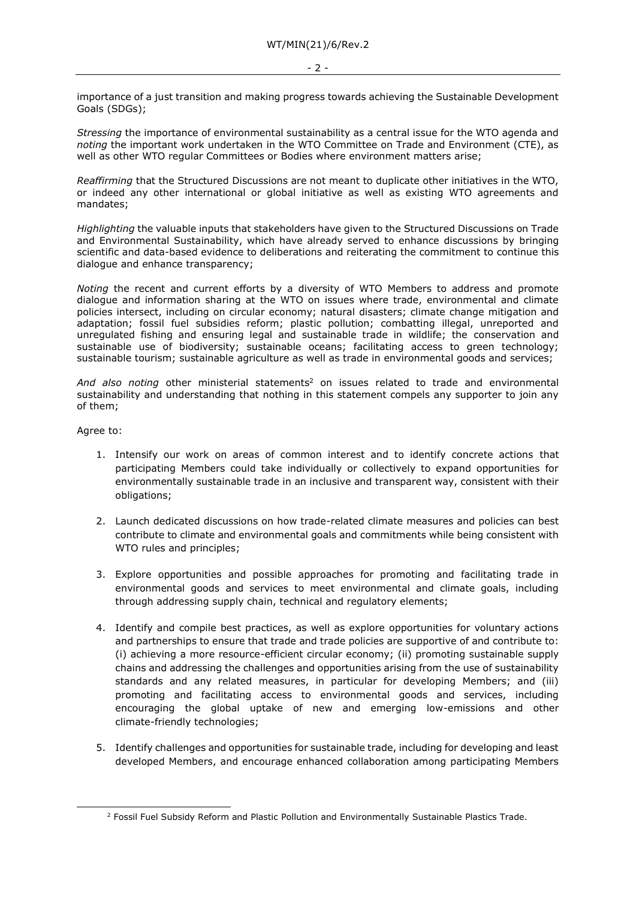importance of a just transition and making progress towards achieving the Sustainable Development Goals (SDGs);

*Stressing* the importance of environmental sustainability as a central issue for the WTO agenda and *noting* the important work undertaken in the WTO Committee on Trade and Environment (CTE), as well as other WTO regular Committees or Bodies where environment matters arise;

*Reaffirming* that the Structured Discussions are not meant to duplicate other initiatives in the WTO, or indeed any other international or global initiative as well as existing WTO agreements and mandates;

*Highlighting* the valuable inputs that stakeholders have given to the Structured Discussions on Trade and Environmental Sustainability, which have already served to enhance discussions by bringing scientific and data-based evidence to deliberations and reiterating the commitment to continue this dialogue and enhance transparency;

*Noting* the recent and current efforts by a diversity of WTO Members to address and promote dialogue and information sharing at the WTO on issues where trade, environmental and climate policies intersect, including on circular economy; natural disasters; climate change mitigation and adaptation; fossil fuel subsidies reform; plastic pollution; combatting illegal, unreported and unregulated fishing and ensuring legal and sustainable trade in wildlife; the conservation and sustainable use of biodiversity; sustainable oceans; facilitating access to green technology; sustainable tourism; sustainable agriculture as well as trade in environmental goods and services;

*And also noting* other ministerial statements[2] on issues related to trade and environmental sustainability and understanding that nothing in this statement compels any supporter to join any of them;

Agree to:

1. Intensify our work on areas of common interest and to identify concrete actions that participating Members could take individually or collectively to expand opportunities for environmentally sustainable trade in an inclusive and transparent way, consistent with their obligations;

2. Launch dedicated discussions on how trade-related climate measures and policies can best contribute to climate and environmental goals and commitments while being consistent with WTO rules and principles;

3. Explore opportunities and possible approaches for promoting and facilitating trade in environmental goods and services to meet environmental and climate goals, including through addressing supply chain, technical and regulatory elements;

4. Identify and compile best practices, as well as explore opportunities for voluntary actions and partnerships to ensure that trade and trade policies are supportive of and contribute to: (i) achieving a more resource-efficient circular economy; (ii) promoting sustainable supply chains and addressing the challenges and opportunities arising from the use of sustainability standards and any related measures, in particular for developing Members; and (iii) promoting and facilitating access to environmental goods and services, including encouraging the global uptake of new and emerging low-emissions and other climate-friendly technologies;

5. Identify challenges and opportunities for sustainable trade, including for developing and least developed Members, and encourage enhanced collaboration among participating Members

[2] Fossil Fuel Subsidy Reform and Plastic Pollution and Environmentally Sustainable Plastics Trade.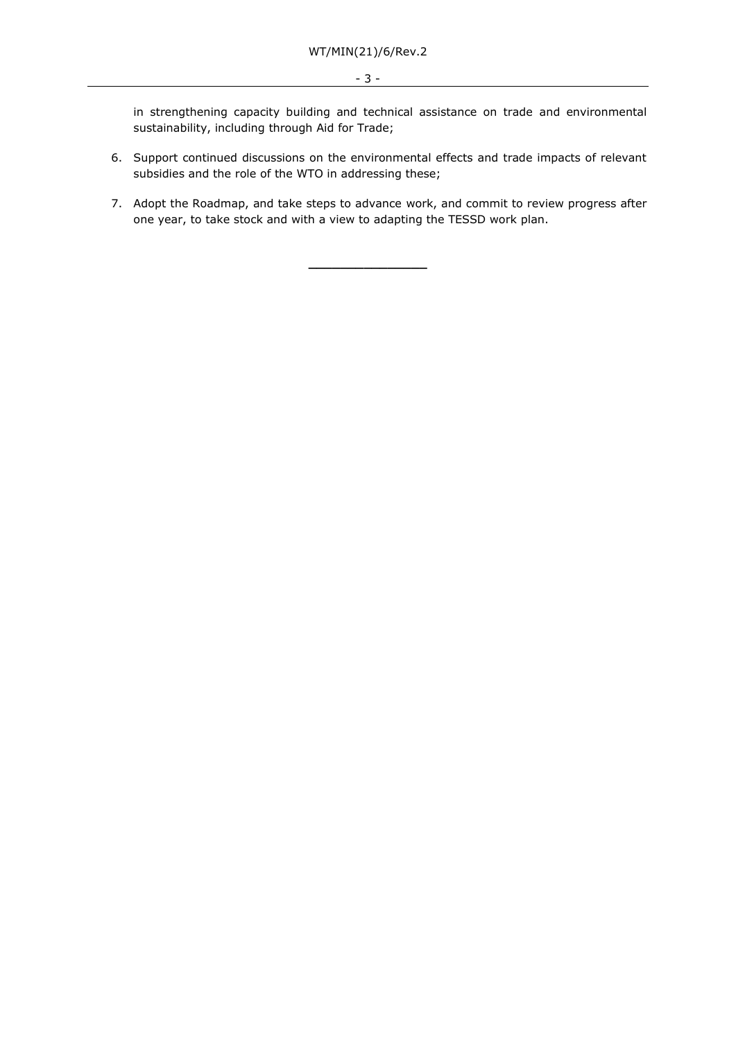in strengthening capacity building and technical assistance on trade and environmental sustainability, including through Aid for Trade;

6. Support continued discussions on the environmental effects and trade impacts of relevant subsidies and the role of the WTO in addressing these;

7. Adopt the Roadmap, and take steps to advance work, and commit to review progress after one year, to take stock and with a view to adapting the TESSD work plan.

---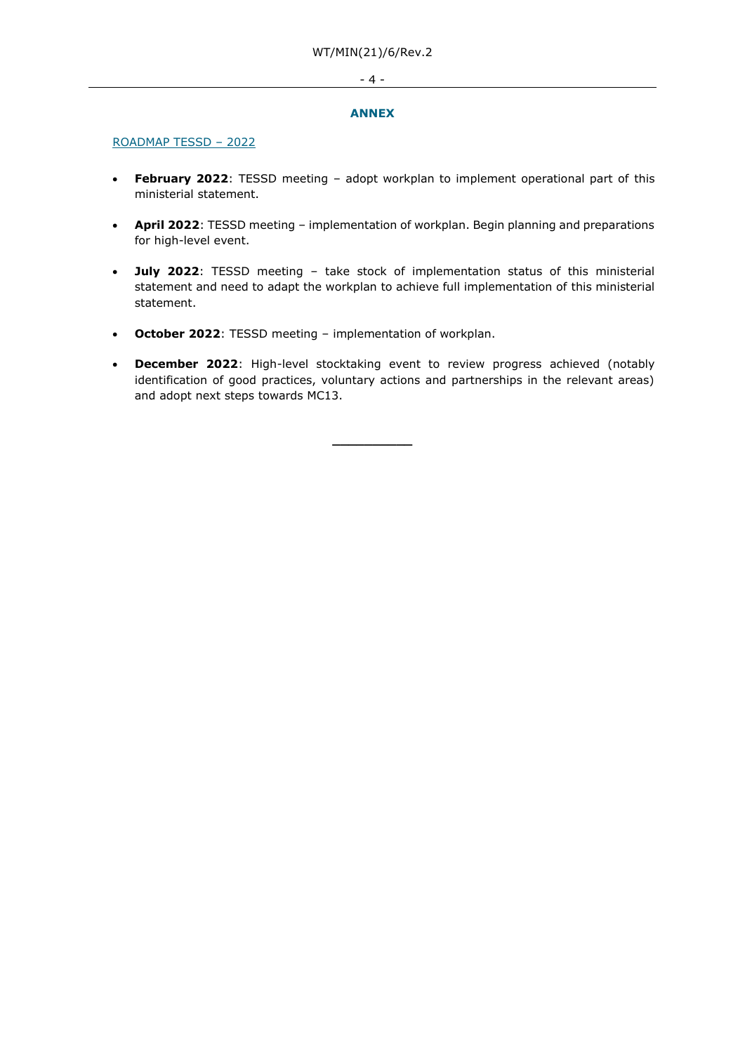## ANNEX

ROADMAP TESSD – 2022

- **February 2022**: TESSD meeting – adopt workplan to implement operational part of this ministerial statement.
- **April 2022**: TESSD meeting – implementation of workplan. Begin planning and preparations for high-level event.
- **July 2022**: TESSD meeting – take stock of implementation status of this ministerial statement and need to adapt the workplan to achieve full implementation of this ministerial statement.
- **October 2022**: TESSD meeting – implementation of workplan.
- **December 2022**: High-level stocktaking event to review progress achieved (notably identification of good practices, voluntary actions and partnerships in the relevant areas) and adopt next steps towards MC13.

__________